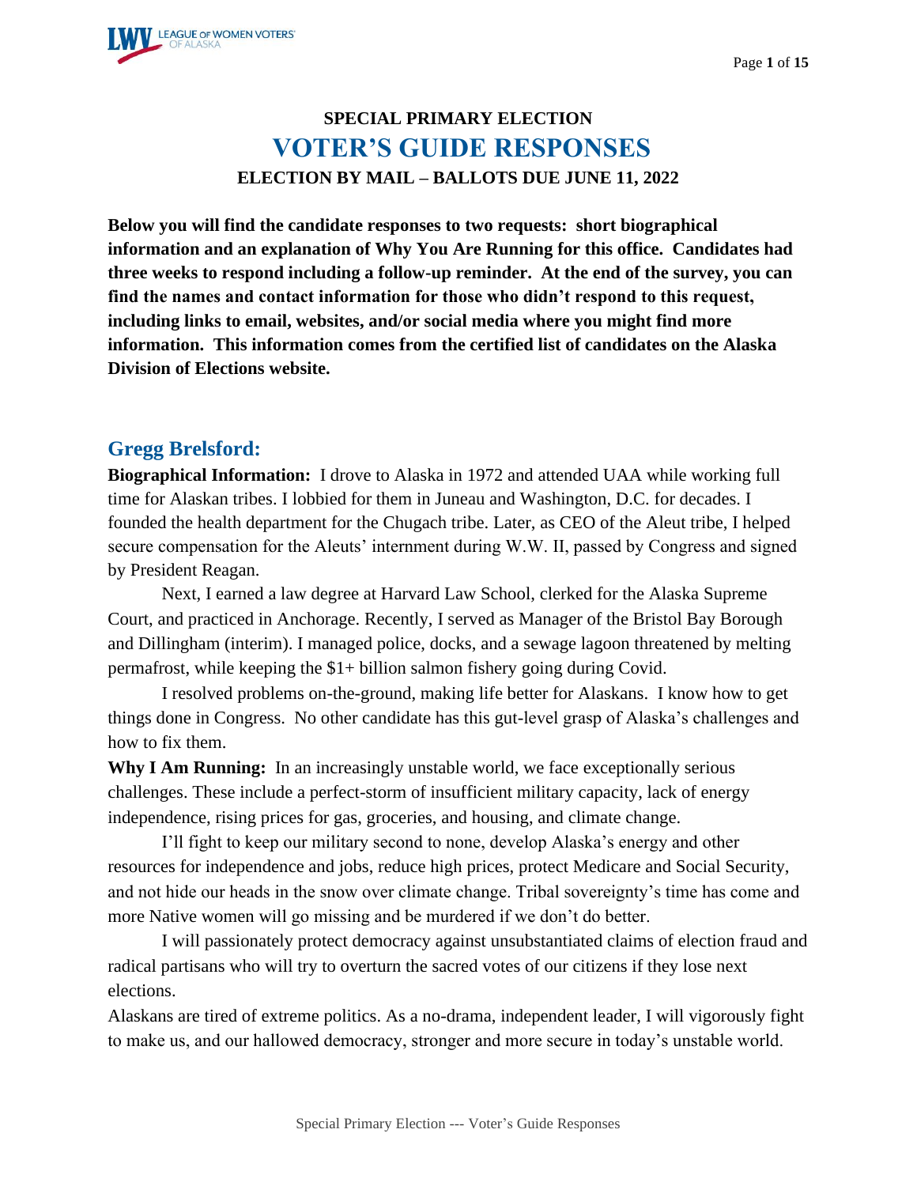# SPECIAL PRIMARY ELECTION

# VOTER'S GUIDE RESPONSES

## ELECTION BY MAIL – BALLOTS DUE JUNE 11, 2022

**Below you will find the candidate responses to two requests: short biographical information and an explanation of Why You Are Running for this office. Candidates had three weeks to respond including a follow-up reminder. At the end of the survey, you can find the names and contact information for those who didn't respond to this request, including links to email, websites, and/or social media where you might find more information. This information comes from the certified list of candidates on the Alaska Division of Elections website.**

## Gregg Brelsford:

**Biographical Information:** I drove to Alaska in 1972 and attended UAA while working full time for Alaskan tribes. I lobbied for them in Juneau and Washington, D.C. for decades. I founded the health department for the Chugach tribe. Later, as CEO of the Aleut tribe, I helped secure compensation for the Aleuts' internment during W.W. II, passed by Congress and signed by President Reagan.

Next, I earned a law degree at Harvard Law School, clerked for the Alaska Supreme Court, and practiced in Anchorage. Recently, I served as Manager of the Bristol Bay Borough and Dillingham (interim). I managed police, docks, and a sewage lagoon threatened by melting permafrost, while keeping the $1+ billion salmon fishery going during Covid.

I resolved problems on-the-ground, making life better for Alaskans. I know how to get things done in Congress. No other candidate has this gut-level grasp of Alaska's challenges and how to fix them.

**Why I Am Running:** In an increasingly unstable world, we face exceptionally serious challenges. These include a perfect-storm of insufficient military capacity, lack of energy independence, rising prices for gas, groceries, and housing, and climate change.

I'll fight to keep our military second to none, develop Alaska's energy and other resources for independence and jobs, reduce high prices, protect Medicare and Social Security, and not hide our heads in the snow over climate change. Tribal sovereignty's time has come and more Native women will go missing and be murdered if we don't do better.

I will passionately protect democracy against unsubstantiated claims of election fraud and radical partisans who will try to overturn the sacred votes of our citizens if they lose next elections.

Alaskans are tired of extreme politics. As a no-drama, independent leader, I will vigorously fight to make us, and our hallowed democracy, stronger and more secure in today's unstable world.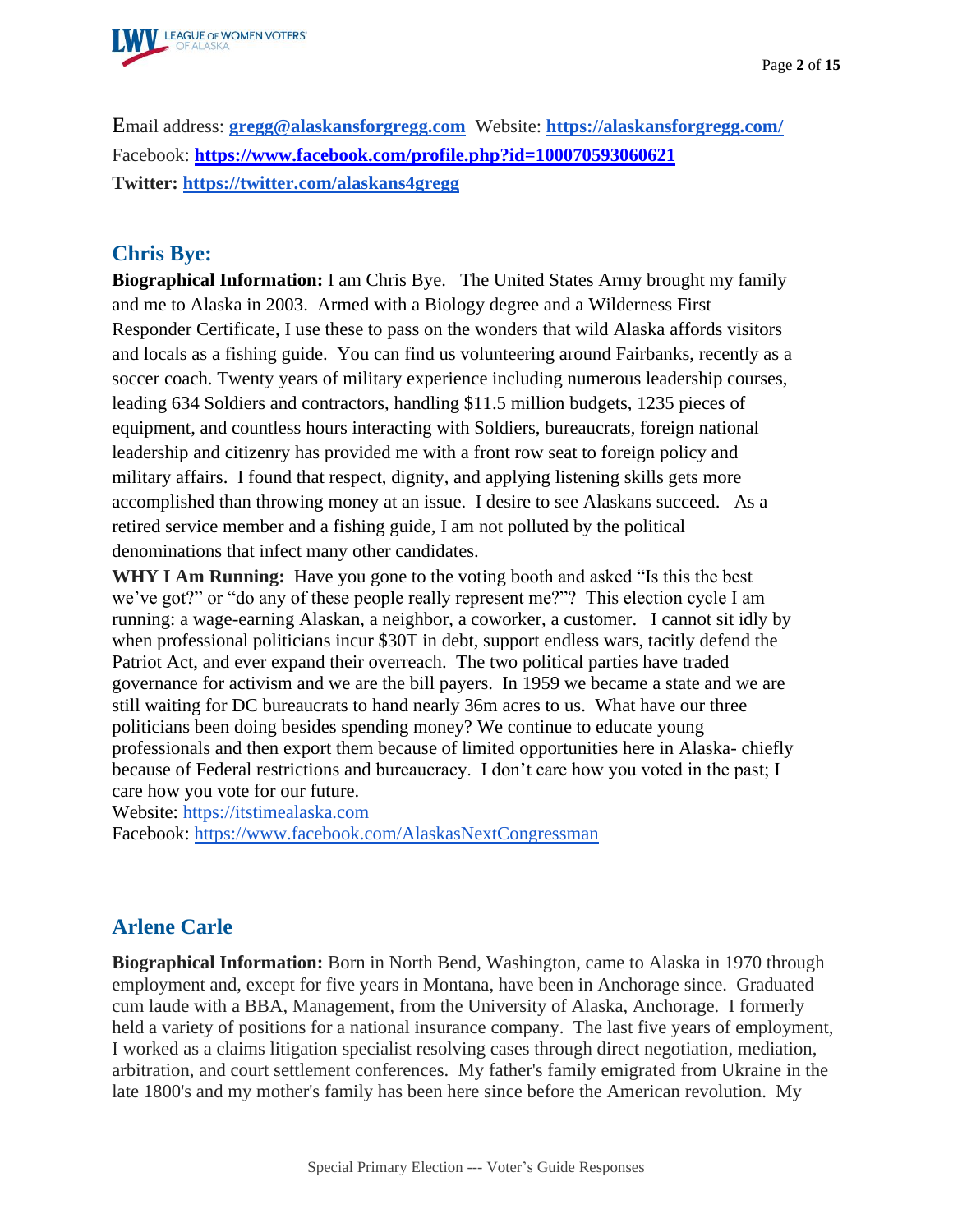Email address: **gregg@alaskansforgregg.com** Website: **https://alaskansforgregg.com/**
Facebook: **https://www.facebook.com/profile.php?id=100070593060621**
**Twitter: https://twitter.com/alaskans4gregg**

## Chris Bye:

**Biographical Information:** I am Chris Bye. The United States Army brought my family and me to Alaska in 2003. Armed with a Biology degree and a Wilderness First Responder Certificate, I use these to pass on the wonders that wild Alaska affords visitors and locals as a fishing guide. You can find us volunteering around Fairbanks, recently as a soccer coach. Twenty years of military experience including numerous leadership courses, leading 634 Soldiers and contractors, handling $11.5 million budgets, 1235 pieces of equipment, and countless hours interacting with Soldiers, bureaucrats, foreign national leadership and citizenry has provided me with a front row seat to foreign policy and military affairs. I found that respect, dignity, and applying listening skills gets more accomplished than throwing money at an issue. I desire to see Alaskans succeed. As a retired service member and a fishing guide, I am not polluted by the political denominations that infect many other candidates.

**WHY I Am Running:** Have you gone to the voting booth and asked "Is this the best we've got?" or "do any of these people really represent me?"? This election cycle I am running: a wage-earning Alaskan, a neighbor, a coworker, a customer. I cannot sit idly by when professional politicians incur $30T in debt, support endless wars, tacitly defend the Patriot Act, and ever expand their overreach. The two political parties have traded governance for activism and we are the bill payers. In 1959 we became a state and we are still waiting for DC bureaucrats to hand nearly 36m acres to us. What have our three politicians been doing besides spending money? We continue to educate young professionals and then export them because of limited opportunities here in Alaska- chiefly because of Federal restrictions and bureaucracy. I don't care how you voted in the past; I care how you vote for our future.
Website: https://itstimealaska.com
Facebook: https://www.facebook.com/AlaskasNextCongressman

## Arlene Carle

**Biographical Information:** Born in North Bend, Washington, came to Alaska in 1970 through employment and, except for five years in Montana, have been in Anchorage since. Graduated cum laude with a BBA, Management, from the University of Alaska, Anchorage. I formerly held a variety of positions for a national insurance company. The last five years of employment, I worked as a claims litigation specialist resolving cases through direct negotiation, mediation, arbitration, and court settlement conferences. My father's family emigrated from Ukraine in the late 1800's and my mother's family has been here since before the American revolution. My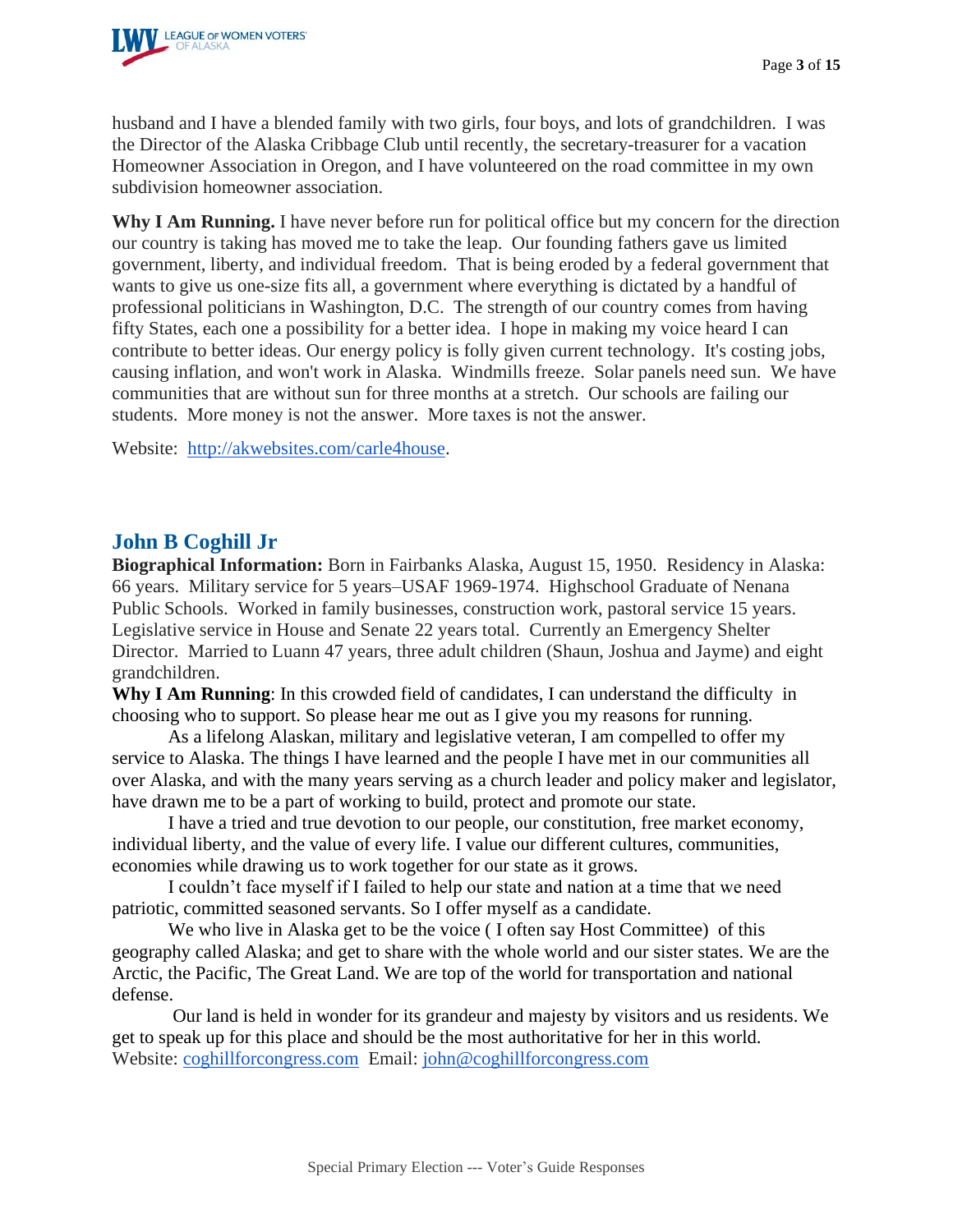husband and I have a blended family with two girls, four boys, and lots of grandchildren. I was the Director of the Alaska Cribbage Club until recently, the secretary-treasurer for a vacation Homeowner Association in Oregon, and I have volunteered on the road committee in my own subdivision homeowner association.

**Why I Am Running.** I have never before run for political office but my concern for the direction our country is taking has moved me to take the leap. Our founding fathers gave us limited government, liberty, and individual freedom. That is being eroded by a federal government that wants to give us one-size fits all, a government where everything is dictated by a handful of professional politicians in Washington, D.C. The strength of our country comes from having fifty States, each one a possibility for a better idea. I hope in making my voice heard I can contribute to better ideas. Our energy policy is folly given current technology. It's costing jobs, causing inflation, and won't work in Alaska. Windmills freeze. Solar panels need sun. We have communities that are without sun for three months at a stretch. Our schools are failing our students. More money is not the answer. More taxes is not the answer.

Website: [http://akwebsites.com/carle4house](http://akwebsites.com/carle4house).

## John B Coghill Jr

**Biographical Information:** Born in Fairbanks Alaska, August 15, 1950. Residency in Alaska: 66 years. Military service for 5 years–USAF 1969-1974. Highschool Graduate of Nenana Public Schools. Worked in family businesses, construction work, pastoral service 15 years. Legislative service in House and Senate 22 years total. Currently an Emergency Shelter Director. Married to Luann 47 years, three adult children (Shaun, Joshua and Jayme) and eight grandchildren.

**Why I Am Running**: In this crowded field of candidates, I can understand the difficulty in choosing who to support. So please hear me out as I give you my reasons for running.

As a lifelong Alaskan, military and legislative veteran, I am compelled to offer my service to Alaska. The things I have learned and the people I have met in our communities all over Alaska, and with the many years serving as a church leader and policy maker and legislator, have drawn me to be a part of working to build, protect and promote our state.

I have a tried and true devotion to our people, our constitution, free market economy, individual liberty, and the value of every life. I value our different cultures, communities, economies while drawing us to work together for our state as it grows.

I couldn't face myself if I failed to help our state and nation at a time that we need patriotic, committed seasoned servants. So I offer myself as a candidate.

We who live in Alaska get to be the voice ( I often say Host Committee) of this geography called Alaska; and get to share with the whole world and our sister states. We are the Arctic, the Pacific, The Great Land. We are top of the world for transportation and national defense.

Our land is held in wonder for its grandeur and majesty by visitors and us residents. We get to speak up for this place and should be the most authoritative for her in this world.

Website: [coghillforcongress.com](http://coghillforcongress.com) Email: [john@coghillforcongress.com](mailto:john@coghillforcongress.com)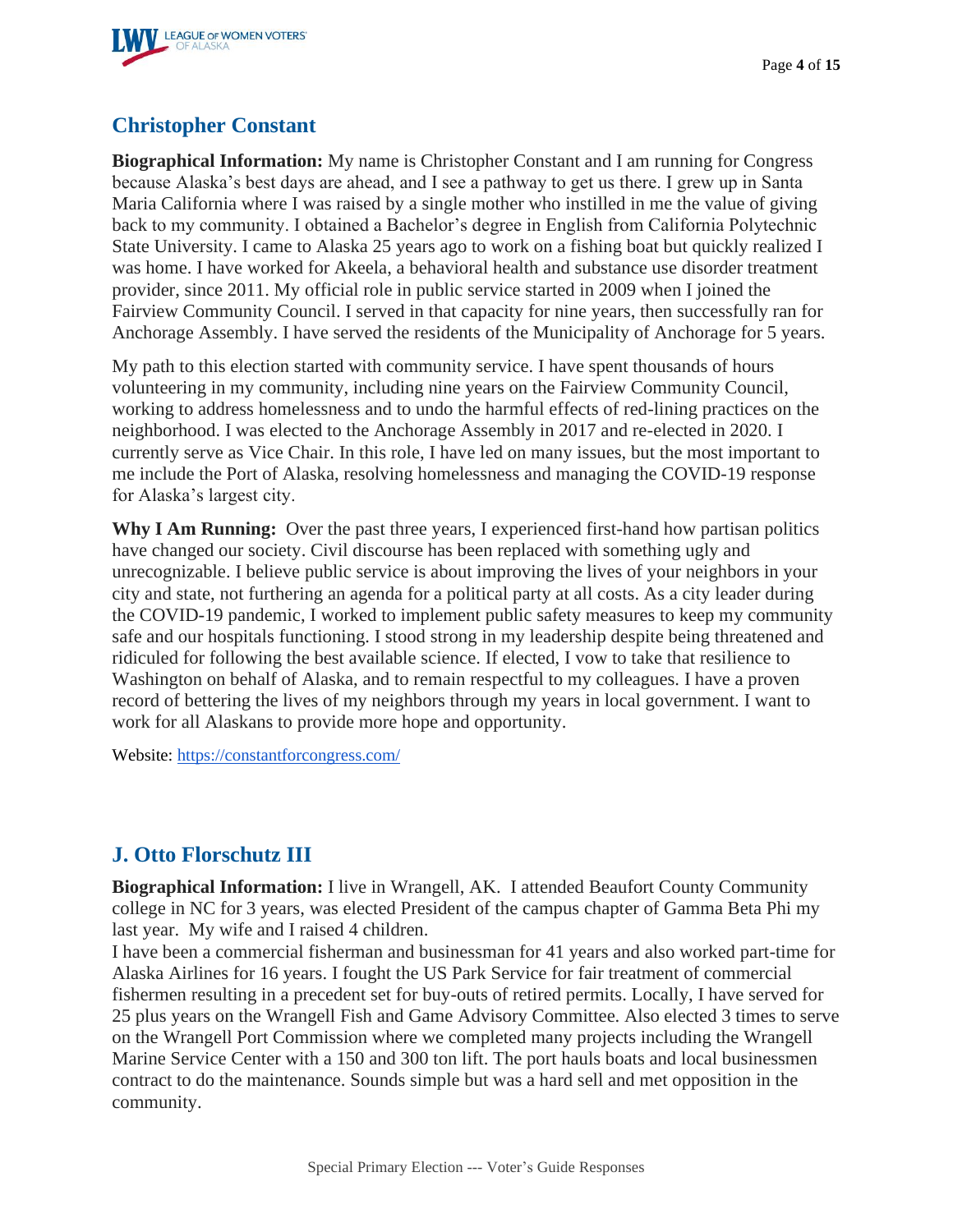## Christopher Constant

**Biographical Information:** My name is Christopher Constant and I am running for Congress because Alaska's best days are ahead, and I see a pathway to get us there. I grew up in Santa Maria California where I was raised by a single mother who instilled in me the value of giving back to my community. I obtained a Bachelor's degree in English from California Polytechnic State University. I came to Alaska 25 years ago to work on a fishing boat but quickly realized I was home. I have worked for Akeela, a behavioral health and substance use disorder treatment provider, since 2011. My official role in public service started in 2009 when I joined the Fairview Community Council. I served in that capacity for nine years, then successfully ran for Anchorage Assembly. I have served the residents of the Municipality of Anchorage for 5 years.

My path to this election started with community service. I have spent thousands of hours volunteering in my community, including nine years on the Fairview Community Council, working to address homelessness and to undo the harmful effects of red-lining practices on the neighborhood. I was elected to the Anchorage Assembly in 2017 and re-elected in 2020. I currently serve as Vice Chair. In this role, I have led on many issues, but the most important to me include the Port of Alaska, resolving homelessness and managing the COVID-19 response for Alaska's largest city.

**Why I Am Running:** Over the past three years, I experienced first-hand how partisan politics have changed our society. Civil discourse has been replaced with something ugly and unrecognizable. I believe public service is about improving the lives of your neighbors in your city and state, not furthering an agenda for a political party at all costs. As a city leader during the COVID-19 pandemic, I worked to implement public safety measures to keep my community safe and our hospitals functioning. I stood strong in my leadership despite being threatened and ridiculed for following the best available science. If elected, I vow to take that resilience to Washington on behalf of Alaska, and to remain respectful to my colleagues. I have a proven record of bettering the lives of my neighbors through my years in local government. I want to work for all Alaskans to provide more hope and opportunity.

Website: https://constantforcongress.com/

## J. Otto Florschutz III

**Biographical Information:** I live in Wrangell, AK. I attended Beaufort County Community college in NC for 3 years, was elected President of the campus chapter of Gamma Beta Phi my last year. My wife and I raised 4 children.

I have been a commercial fisherman and businessman for 41 years and also worked part-time for Alaska Airlines for 16 years. I fought the US Park Service for fair treatment of commercial fishermen resulting in a precedent set for buy-outs of retired permits. Locally, I have served for 25 plus years on the Wrangell Fish and Game Advisory Committee. Also elected 3 times to serve on the Wrangell Port Commission where we completed many projects including the Wrangell Marine Service Center with a 150 and 300 ton lift. The port hauls boats and local businessmen contract to do the maintenance. Sounds simple but was a hard sell and met opposition in the community.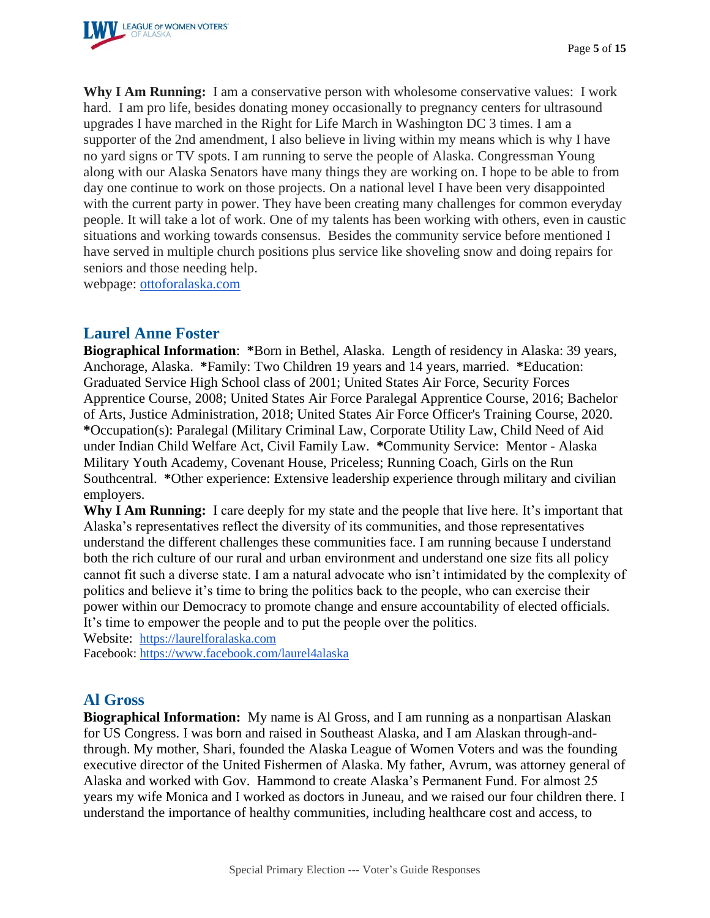**Why I Am Running:** I am a conservative person with wholesome conservative values: I work hard. I am pro life, besides donating money occasionally to pregnancy centers for ultrasound upgrades I have marched in the Right for Life March in Washington DC 3 times. I am a supporter of the 2nd amendment, I also believe in living within my means which is why I have no yard signs or TV spots. I am running to serve the people of Alaska. Congressman Young along with our Alaska Senators have many things they are working on. I hope to be able to from day one continue to work on those projects. On a national level I have been very disappointed with the current party in power. They have been creating many challenges for common everyday people. It will take a lot of work. One of my talents has been working with others, even in caustic situations and working towards consensus. Besides the community service before mentioned I have served in multiple church positions plus service like shoveling snow and doing repairs for seniors and those needing help.
webpage: [ottoforalaska.com](ottoforalaska.com)

## Laurel Anne Foster

**Biographical Information**: **\***Born in Bethel, Alaska. Length of residency in Alaska: 39 years, Anchorage, Alaska. **\***Family: Two Children 19 years and 14 years, married. **\***Education: Graduated Service High School class of 2001; United States Air Force, Security Forces Apprentice Course, 2008; United States Air Force Paralegal Apprentice Course, 2016; Bachelor of Arts, Justice Administration, 2018; United States Air Force Officer's Training Course, 2020. **\***Occupation(s): Paralegal (Military Criminal Law, Corporate Utility Law, Child Need of Aid under Indian Child Welfare Act, Civil Family Law. **\***Community Service: Mentor - Alaska Military Youth Academy, Covenant House, Priceless; Running Coach, Girls on the Run Southcentral. **\***Other experience: Extensive leadership experience through military and civilian employers.

**Why I Am Running:** I care deeply for my state and the people that live here. It's important that Alaska's representatives reflect the diversity of its communities, and those representatives understand the different challenges these communities face. I am running because I understand both the rich culture of our rural and urban environment and understand one size fits all policy cannot fit such a diverse state. I am a natural advocate who isn't intimidated by the complexity of politics and believe it's time to bring the politics back to the people, who can exercise their power within our Democracy to promote change and ensure accountability of elected officials. It's time to empower the people and to put the people over the politics.

Website: [https://laurelforalaska.com](https://laurelforalaska.com)
Facebook: [https://www.facebook.com/laurel4alaska](https://www.facebook.com/laurel4alaska)

## Al Gross

**Biographical Information:** My name is Al Gross, and I am running as a nonpartisan Alaskan for US Congress. I was born and raised in Southeast Alaska, and I am Alaskan through-and-through. My mother, Shari, founded the Alaska League of Women Voters and was the founding executive director of the United Fishermen of Alaska. My father, Avrum, was attorney general of Alaska and worked with Gov. Hammond to create Alaska's Permanent Fund. For almost 25 years my wife Monica and I worked as doctors in Juneau, and we raised our four children there. I understand the importance of healthy communities, including healthcare cost and access, to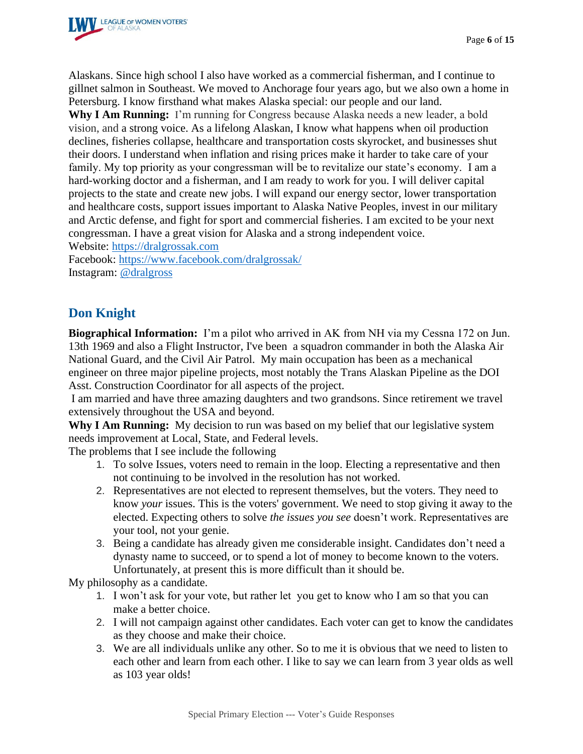Alaskans. Since high school I also have worked as a commercial fisherman, and I continue to gillnet salmon in Southeast. We moved to Anchorage four years ago, but we also own a home in Petersburg. I know firsthand what makes Alaska special: our people and our land.

**Why I Am Running:** I'm running for Congress because Alaska needs a new leader, a bold vision, and a strong voice. As a lifelong Alaskan, I know what happens when oil production declines, fisheries collapse, healthcare and transportation costs skyrocket, and businesses shut their doors. I understand when inflation and rising prices make it harder to take care of your family. My top priority as your congressman will be to revitalize our state's economy. I am a hard-working doctor and a fisherman, and I am ready to work for you. I will deliver capital projects to the state and create new jobs. I will expand our energy sector, lower transportation and healthcare costs, support issues important to Alaska Native Peoples, invest in our military and Arctic defense, and fight for sport and commercial fisheries. I am excited to be your next congressman. I have a great vision for Alaska and a strong independent voice.

Website: https://dralgrossak.com
Facebook: https://www.facebook.com/dralgrossak/
Instagram: @dralgross

## Don Knight

**Biographical Information:** I'm a pilot who arrived in AK from NH via my Cessna 172 on Jun. 13th 1969 and also a Flight Instructor, I've been a squadron commander in both the Alaska Air National Guard, and the Civil Air Patrol. My main occupation has been as a mechanical engineer on three major pipeline projects, most notably the Trans Alaskan Pipeline as the DOI Asst. Construction Coordinator for all aspects of the project.

I am married and have three amazing daughters and two grandsons. Since retirement we travel extensively throughout the USA and beyond.

**Why I Am Running:** My decision to run was based on my belief that our legislative system needs improvement at Local, State, and Federal levels.

The problems that I see include the following

1. To solve Issues, voters need to remain in the loop. Electing a representative and then not continuing to be involved in the resolution has not worked.
2. Representatives are not elected to represent themselves, but the voters. They need to know *your* issues. This is the voters' government. We need to stop giving it away to the elected. Expecting others to solve *the issues you see* doesn't work. Representatives are your tool, not your genie.
3. Being a candidate has already given me considerable insight. Candidates don't need a dynasty name to succeed, or to spend a lot of money to become known to the voters. Unfortunately, at present this is more difficult than it should be.

My philosophy as a candidate.

1. I won't ask for your vote, but rather let you get to know who I am so that you can make a better choice.
2. I will not campaign against other candidates. Each voter can get to know the candidates as they choose and make their choice.
3. We are all individuals unlike any other. So to me it is obvious that we need to listen to each other and learn from each other. I like to say we can learn from 3 year olds as well as 103 year olds!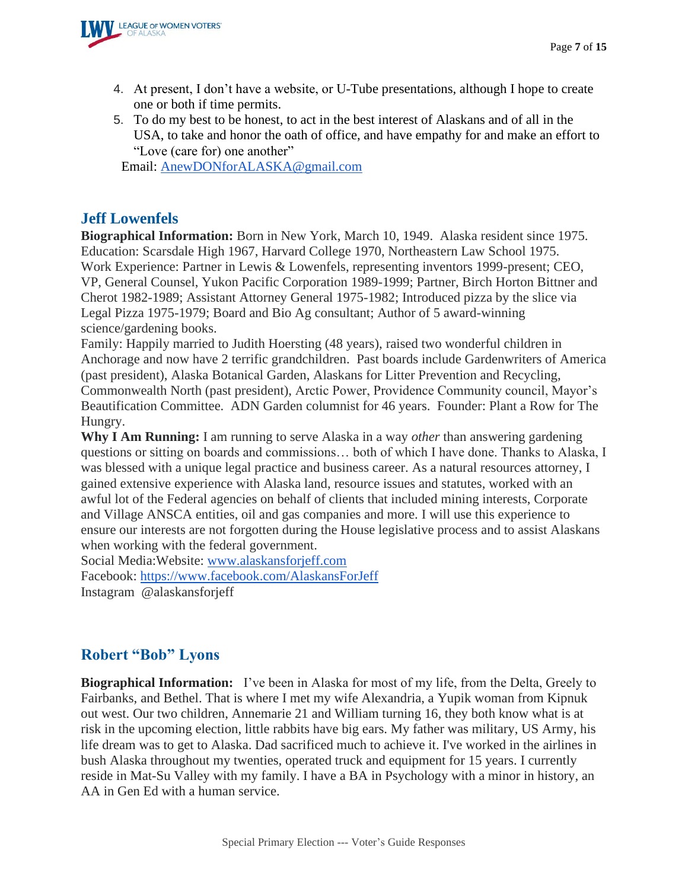4. At present, I don't have a website, or U-Tube presentations, although I hope to create one or both if time permits.
5. To do my best to be honest, to act in the best interest of Alaskans and of all in the USA, to take and honor the oath of office, and have empathy for and make an effort to "Love (care for) one another"

Email: AnewDONforALASKA@gmail.com

## Jeff Lowenfels

**Biographical Information:** Born in New York, March 10, 1949. Alaska resident since 1975. Education: Scarsdale High 1967, Harvard College 1970, Northeastern Law School 1975. Work Experience: Partner in Lewis & Lowenfels, representing inventors 1999-present; CEO, VP, General Counsel, Yukon Pacific Corporation 1989-1999; Partner, Birch Horton Bittner and Cherot 1982-1989; Assistant Attorney General 1975-1982; Introduced pizza by the slice via Legal Pizza 1975-1979; Board and Bio Ag consultant; Author of 5 award-winning science/gardening books.

Family: Happily married to Judith Hoersting (48 years), raised two wonderful children in Anchorage and now have 2 terrific grandchildren. Past boards include Gardenwriters of America (past president), Alaska Botanical Garden, Alaskans for Litter Prevention and Recycling, Commonwealth North (past president), Arctic Power, Providence Community council, Mayor's Beautification Committee. ADN Garden columnist for 46 years. Founder: Plant a Row for The Hungry.

**Why I Am Running:** I am running to serve Alaska in a way *other* than answering gardening questions or sitting on boards and commissions… both of which I have done. Thanks to Alaska, I was blessed with a unique legal practice and business career. As a natural resources attorney, I gained extensive experience with Alaska land, resource issues and statutes, worked with an awful lot of the Federal agencies on behalf of clients that included mining interests, Corporate and Village ANSCA entities, oil and gas companies and more. I will use this experience to ensure our interests are not forgotten during the House legislative process and to assist Alaskans when working with the federal government.

Social Media:Website: www.alaskansforjeff.com

Facebook: https://www.facebook.com/AlaskansForJeff

Instagram @alaskansforjeff

## Robert "Bob" Lyons

**Biographical Information:** I've been in Alaska for most of my life, from the Delta, Greely to Fairbanks, and Bethel. That is where I met my wife Alexandria, a Yupik woman from Kipnuk out west. Our two children, Annemarie 21 and William turning 16, they both know what is at risk in the upcoming election, little rabbits have big ears. My father was military, US Army, his life dream was to get to Alaska. Dad sacrificed much to achieve it. I've worked in the airlines in bush Alaska throughout my twenties, operated truck and equipment for 15 years. I currently reside in Mat-Su Valley with my family. I have a BA in Psychology with a minor in history, an AA in Gen Ed with a human service.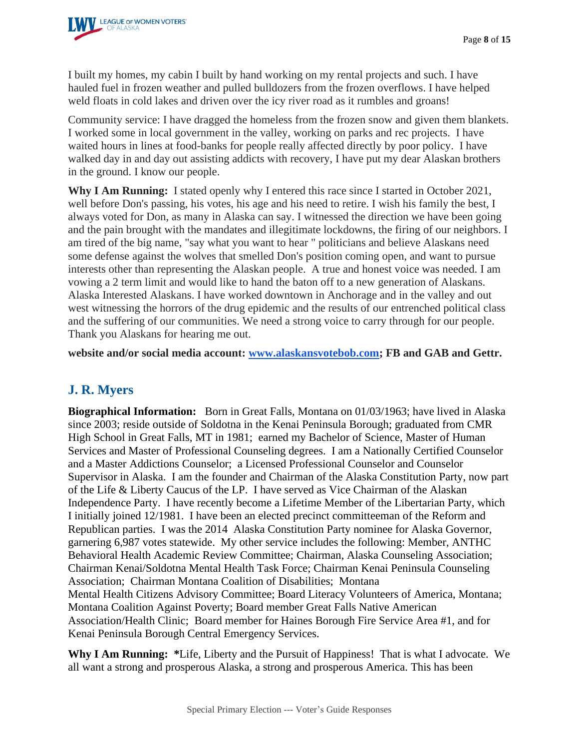I built my homes, my cabin I built by hand working on my rental projects and such. I have hauled fuel in frozen weather and pulled bulldozers from the frozen overflows. I have helped weld floats in cold lakes and driven over the icy river road as it rumbles and groans!

Community service: I have dragged the homeless from the frozen snow and given them blankets. I worked some in local government in the valley, working on parks and rec projects. I have waited hours in lines at food-banks for people really affected directly by poor policy. I have walked day in and day out assisting addicts with recovery, I have put my dear Alaskan brothers in the ground. I know our people.

**Why I Am Running:** I stated openly why I entered this race since I started in October 2021, well before Don's passing, his votes, his age and his need to retire. I wish his family the best, I always voted for Don, as many in Alaska can say. I witnessed the direction we have been going and the pain brought with the mandates and illegitimate lockdowns, the firing of our neighbors. I am tired of the big name, "say what you want to hear " politicians and believe Alaskans need some defense against the wolves that smelled Don's position coming open, and want to pursue interests other than representing the Alaskan people. A true and honest voice was needed. I am vowing a 2 term limit and would like to hand the baton off to a new generation of Alaskans. Alaska Interested Alaskans. I have worked downtown in Anchorage and in the valley and out west witnessing the horrors of the drug epidemic and the results of our entrenched political class and the suffering of our communities. We need a strong voice to carry through for our people. Thank you Alaskans for hearing me out.

**website and/or social media account: [www.alaskansvotebob.com](http://www.alaskansvotebob.com); FB and GAB and Gettr.**

## J. R. Myers

**Biographical Information:** Born in Great Falls, Montana on 01/03/1963; have lived in Alaska since 2003; reside outside of Soldotna in the Kenai Peninsula Borough; graduated from CMR High School in Great Falls, MT in 1981; earned my Bachelor of Science, Master of Human Services and Master of Professional Counseling degrees. I am a Nationally Certified Counselor and a Master Addictions Counselor; a Licensed Professional Counselor and Counselor Supervisor in Alaska. I am the founder and Chairman of the Alaska Constitution Party, now part of the Life & Liberty Caucus of the LP. I have served as Vice Chairman of the Alaskan Independence Party. I have recently become a Lifetime Member of the Libertarian Party, which I initially joined 12/1981. I have been an elected precinct committeeman of the Reform and Republican parties. I was the 2014 Alaska Constitution Party nominee for Alaska Governor, garnering 6,987 votes statewide. My other service includes the following: Member, ANTHC Behavioral Health Academic Review Committee; Chairman, Alaska Counseling Association; Chairman Kenai/Soldotna Mental Health Task Force; Chairman Kenai Peninsula Counseling Association; Chairman Montana Coalition of Disabilities; Montana Mental Health Citizens Advisory Committee; Board Literacy Volunteers of America, Montana; Montana Coalition Against Poverty; Board member Great Falls Native American Association/Health Clinic; Board member for Haines Borough Fire Service Area #1, and for Kenai Peninsula Borough Central Emergency Services.

**Why I Am Running: ***Life, Liberty and the Pursuit of Happiness! That is what I advocate. We all want a strong and prosperous Alaska, a strong and prosperous America. This has been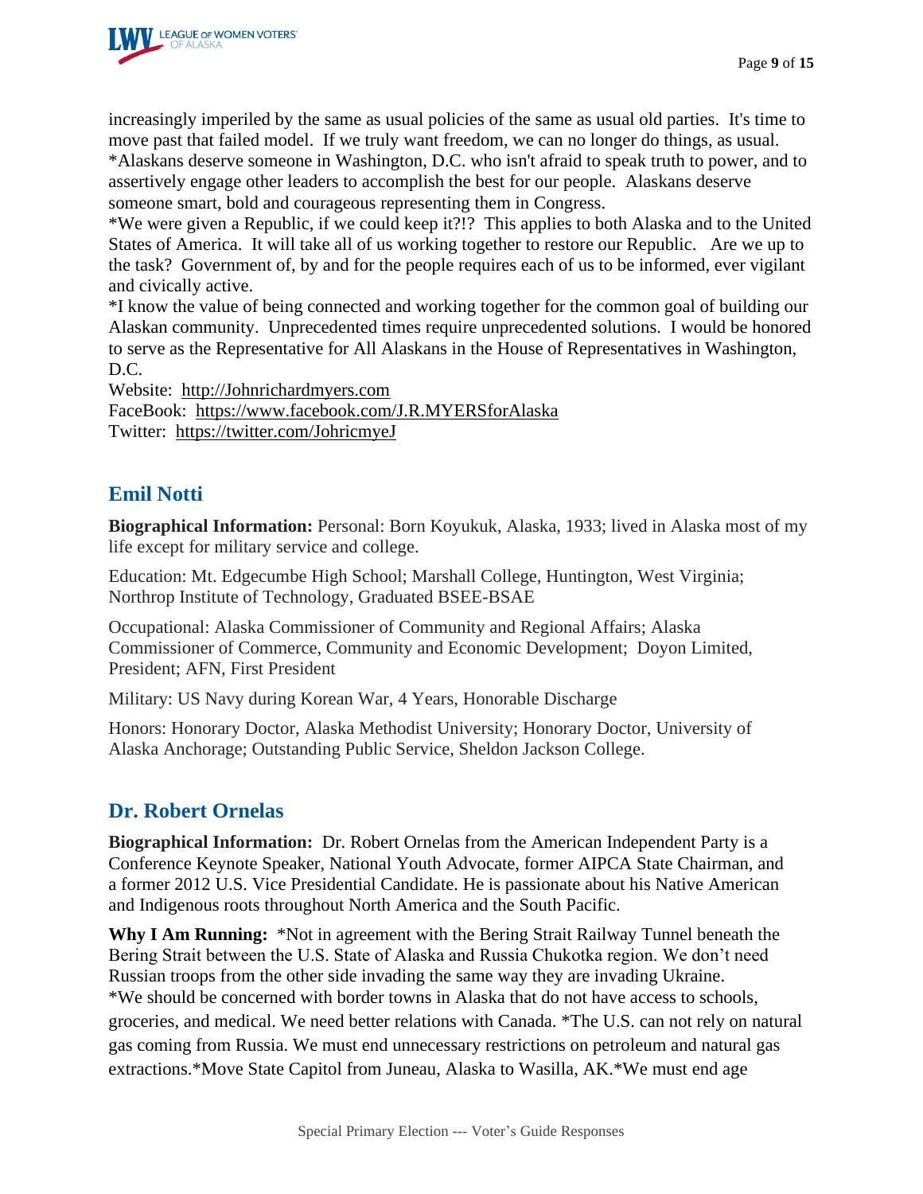increasingly imperiled by the same as usual policies of the same as usual old parties. It's time to move past that failed model. If we truly want freedom, we can no longer do things, as usual.
*Alaskans deserve someone in Washington, D.C. who isn't afraid to speak truth to power, and to assertively engage other leaders to accomplish the best for our people. Alaskans deserve someone smart, bold and courageous representing them in Congress.
*We were given a Republic, if we could keep it?!? This applies to both Alaska and to the United States of America. It will take all of us working together to restore our Republic. Are we up to the task? Government of, by and for the people requires each of us to be informed, ever vigilant and civically active.
*I know the value of being connected and working together for the common goal of building our Alaskan community. Unprecedented times require unprecedented solutions. I would be honored to serve as the Representative for All Alaskans in the House of Representatives in Washington, D.C.
Website: http://Johnrichardmyers.com
FaceBook: https://www.facebook.com/J.R.MYERSforAlaska
Twitter: https://twitter.com/JohricmyeJ

## Emil Notti

**Biographical Information:** Personal: Born Koyukuk, Alaska, 1933; lived in Alaska most of my life except for military service and college.

Education: Mt. Edgecumbe High School; Marshall College, Huntington, West Virginia; Northrop Institute of Technology, Graduated BSEE-BSAE

Occupational: Alaska Commissioner of Community and Regional Affairs; Alaska Commissioner of Commerce, Community and Economic Development; Doyon Limited, President; AFN, First President

Military: US Navy during Korean War, 4 Years, Honorable Discharge

Honors: Honorary Doctor, Alaska Methodist University; Honorary Doctor, University of Alaska Anchorage; Outstanding Public Service, Sheldon Jackson College.

## Dr. Robert Ornelas

**Biographical Information:** Dr. Robert Ornelas from the American Independent Party is a Conference Keynote Speaker, National Youth Advocate, former AIPCA State Chairman, and a former 2012 U.S. Vice Presidential Candidate. He is passionate about his Native American and Indigenous roots throughout North America and the South Pacific.

**Why I Am Running:** *Not in agreement with the Bering Strait Railway Tunnel beneath the Bering Strait between the U.S. State of Alaska and Russia Chukotka region. We don't need Russian troops from the other side invading the same way they are invading Ukraine.
*We should be concerned with border towns in Alaska that do not have access to schools, groceries, and medical. We need better relations with Canada. *The U.S. can not rely on natural gas coming from Russia. We must end unnecessary restrictions on petroleum and natural gas extractions.*Move State Capitol from Juneau, Alaska to Wasilla, AK.*We must end age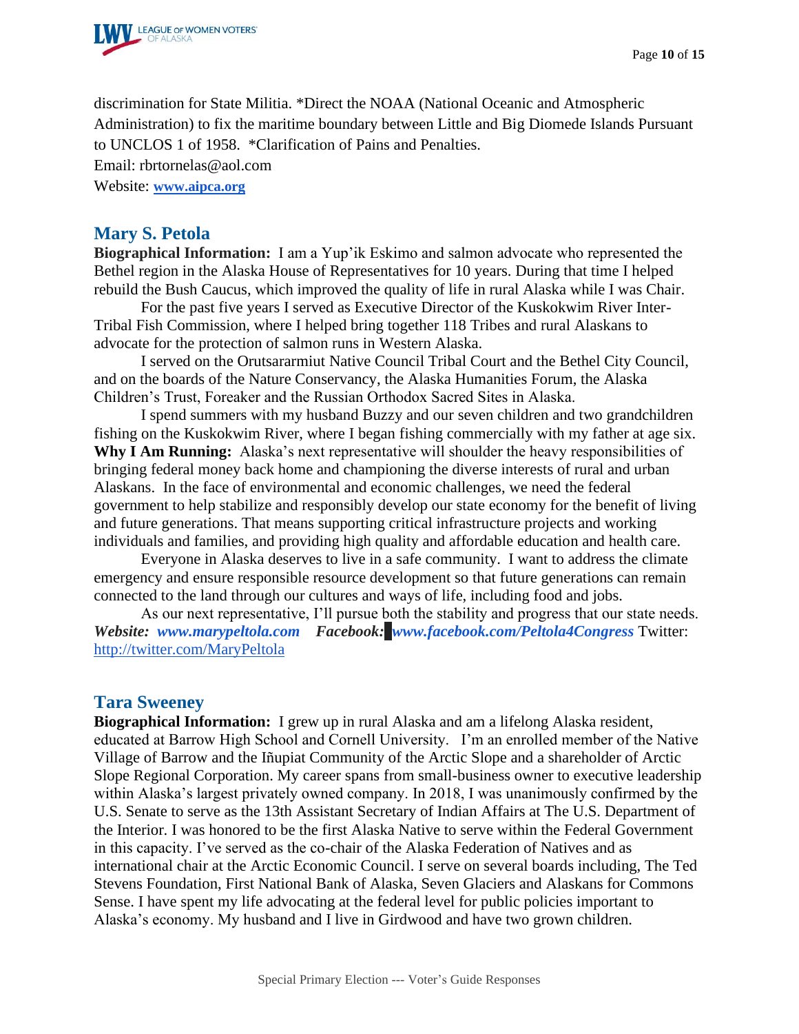discrimination for State Militia. *Direct the NOAA (National Oceanic and Atmospheric Administration) to fix the maritime boundary between Little and Big Diomede Islands Pursuant to UNCLOS 1 of 1958. *Clarification of Pains and Penalties.

Email: rbrtornelas@aol.com

Website: **www.aipca.org**

## Mary S. Petola

**Biographical Information:** I am a Yup'ik Eskimo and salmon advocate who represented the Bethel region in the Alaska House of Representatives for 10 years. During that time I helped rebuild the Bush Caucus, which improved the quality of life in rural Alaska while I was Chair.

For the past five years I served as Executive Director of the Kuskokwim River Inter-Tribal Fish Commission, where I helped bring together 118 Tribes and rural Alaskans to advocate for the protection of salmon runs in Western Alaska.

I served on the Orutsararmiut Native Council Tribal Court and the Bethel City Council, and on the boards of the Nature Conservancy, the Alaska Humanities Forum, the Alaska Children's Trust, Foreaker and the Russian Orthodox Sacred Sites in Alaska.

I spend summers with my husband Buzzy and our seven children and two grandchildren fishing on the Kuskokwim River, where I began fishing commercially with my father at age six.

**Why I Am Running:** Alaska's next representative will shoulder the heavy responsibilities of bringing federal money back home and championing the diverse interests of rural and urban Alaskans. In the face of environmental and economic challenges, we need the federal government to help stabilize and responsibly develop our state economy for the benefit of living and future generations. That means supporting critical infrastructure projects and working individuals and families, and providing high quality and affordable education and health care.

Everyone in Alaska deserves to live in a safe community. I want to address the climate emergency and ensure responsible resource development so that future generations can remain connected to the land through our cultures and ways of life, including food and jobs.

As our next representative, I'll pursue both the stability and progress that our state needs.

***Website:*** ***www.marypeltola.com*** ***Facebook:*** ***www.facebook.com/Peltola4Congress*** Twitter: http://twitter.com/MaryPeltola

## Tara Sweeney

**Biographical Information:** I grew up in rural Alaska and am a lifelong Alaska resident, educated at Barrow High School and Cornell University. I'm an enrolled member of the Native Village of Barrow and the Iñupiat Community of the Arctic Slope and a shareholder of Arctic Slope Regional Corporation. My career spans from small-business owner to executive leadership within Alaska's largest privately owned company. In 2018, I was unanimously confirmed by the U.S. Senate to serve as the 13th Assistant Secretary of Indian Affairs at The U.S. Department of the Interior. I was honored to be the first Alaska Native to serve within the Federal Government in this capacity. I've served as the co-chair of the Alaska Federation of Natives and as international chair at the Arctic Economic Council. I serve on several boards including, The Ted Stevens Foundation, First National Bank of Alaska, Seven Glaciers and Alaskans for Commons Sense. I have spent my life advocating at the federal level for public policies important to Alaska's economy. My husband and I live in Girdwood and have two grown children.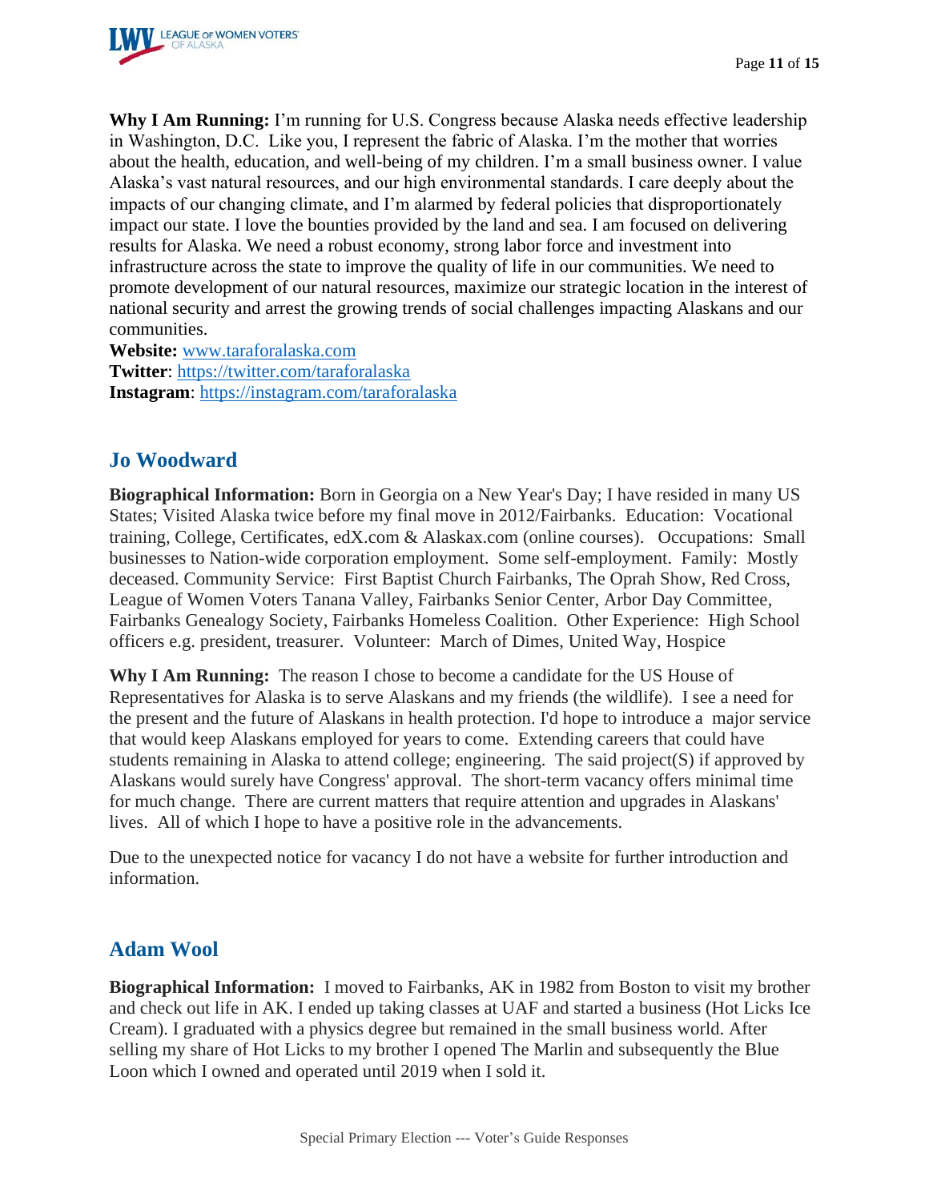**Why I Am Running:** I'm running for U.S. Congress because Alaska needs effective leadership in Washington, D.C. Like you, I represent the fabric of Alaska. I'm the mother that worries about the health, education, and well-being of my children. I'm a small business owner. I value Alaska's vast natural resources, and our high environmental standards. I care deeply about the impacts of our changing climate, and I'm alarmed by federal policies that disproportionately impact our state. I love the bounties provided by the land and sea. I am focused on delivering results for Alaska. We need a robust economy, strong labor force and investment into infrastructure across the state to improve the quality of life in our communities. We need to promote development of our natural resources, maximize our strategic location in the interest of national security and arrest the growing trends of social challenges impacting Alaskans and our communities.

**Website:** [www.taraforalaska.com](www.taraforalaska.com)
**Twitter**: [https://twitter.com/taraforalaska](https://twitter.com/taraforalaska)
**Instagram**: [https://instagram.com/taraforalaska](https://instagram.com/taraforalaska)

## Jo Woodward

**Biographical Information:** Born in Georgia on a New Year's Day; I have resided in many US States; Visited Alaska twice before my final move in 2012/Fairbanks. Education: Vocational training, College, Certificates, edX.com & Alaskax.com (online courses). Occupations: Small businesses to Nation-wide corporation employment. Some self-employment. Family: Mostly deceased. Community Service: First Baptist Church Fairbanks, The Oprah Show, Red Cross, League of Women Voters Tanana Valley, Fairbanks Senior Center, Arbor Day Committee, Fairbanks Genealogy Society, Fairbanks Homeless Coalition. Other Experience: High School officers e.g. president, treasurer. Volunteer: March of Dimes, United Way, Hospice

**Why I Am Running:** The reason I chose to become a candidate for the US House of Representatives for Alaska is to serve Alaskans and my friends (the wildlife). I see a need for the present and the future of Alaskans in health protection. I'd hope to introduce a major service that would keep Alaskans employed for years to come. Extending careers that could have students remaining in Alaska to attend college; engineering. The said project(S) if approved by Alaskans would surely have Congress' approval. The short-term vacancy offers minimal time for much change. There are current matters that require attention and upgrades in Alaskans' lives. All of which I hope to have a positive role in the advancements.

Due to the unexpected notice for vacancy I do not have a website for further introduction and information.

## Adam Wool

**Biographical Information:** I moved to Fairbanks, AK in 1982 from Boston to visit my brother and check out life in AK. I ended up taking classes at UAF and started a business (Hot Licks Ice Cream). I graduated with a physics degree but remained in the small business world. After selling my share of Hot Licks to my brother I opened The Marlin and subsequently the Blue Loon which I owned and operated until 2019 when I sold it.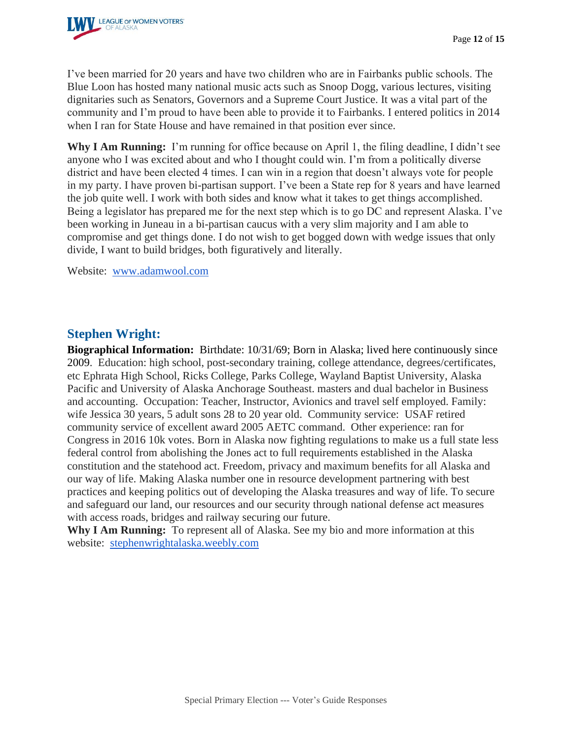I've been married for 20 years and have two children who are in Fairbanks public schools. The Blue Loon has hosted many national music acts such as Snoop Dogg, various lectures, visiting dignitaries such as Senators, Governors and a Supreme Court Justice. It was a vital part of the community and I'm proud to have been able to provide it to Fairbanks. I entered politics in 2014 when I ran for State House and have remained in that position ever since.

**Why I Am Running:** I'm running for office because on April 1, the filing deadline, I didn't see anyone who I was excited about and who I thought could win. I'm from a politically diverse district and have been elected 4 times. I can win in a region that doesn't always vote for people in my party. I have proven bi-partisan support. I've been a State rep for 8 years and have learned the job quite well. I work with both sides and know what it takes to get things accomplished. Being a legislator has prepared me for the next step which is to go DC and represent Alaska. I've been working in Juneau in a bi-partisan caucus with a very slim majority and I am able to compromise and get things done. I do not wish to get bogged down with wedge issues that only divide, I want to build bridges, both figuratively and literally.

Website: [www.adamwool.com](http://www.adamwool.com)

## Stephen Wright:

**Biographical Information:** Birthdate: 10/31/69; Born in Alaska; lived here continuously since 2009. Education: high school, post-secondary training, college attendance, degrees/certificates, etc Ephrata High School, Ricks College, Parks College, Wayland Baptist University, Alaska Pacific and University of Alaska Anchorage Southeast. masters and dual bachelor in Business and accounting. Occupation: Teacher, Instructor, Avionics and travel self employed. Family: wife Jessica 30 years, 5 adult sons 28 to 20 year old. Community service: USAF retired community service of excellent award 2005 AETC command. Other experience: ran for Congress in 2016 10k votes. Born in Alaska now fighting regulations to make us a full state less federal control from abolishing the Jones act to full requirements established in the Alaska constitution and the statehood act. Freedom, privacy and maximum benefits for all Alaska and our way of life. Making Alaska number one in resource development partnering with best practices and keeping politics out of developing the Alaska treasures and way of life. To secure and safeguard our land, our resources and our security through national defense act measures with access roads, bridges and railway securing our future.

**Why I Am Running:** To represent all of Alaska. See my bio and more information at this website: [stephenwrightalaska.weebly.com](http://stephenwrightalaska.weebly.com)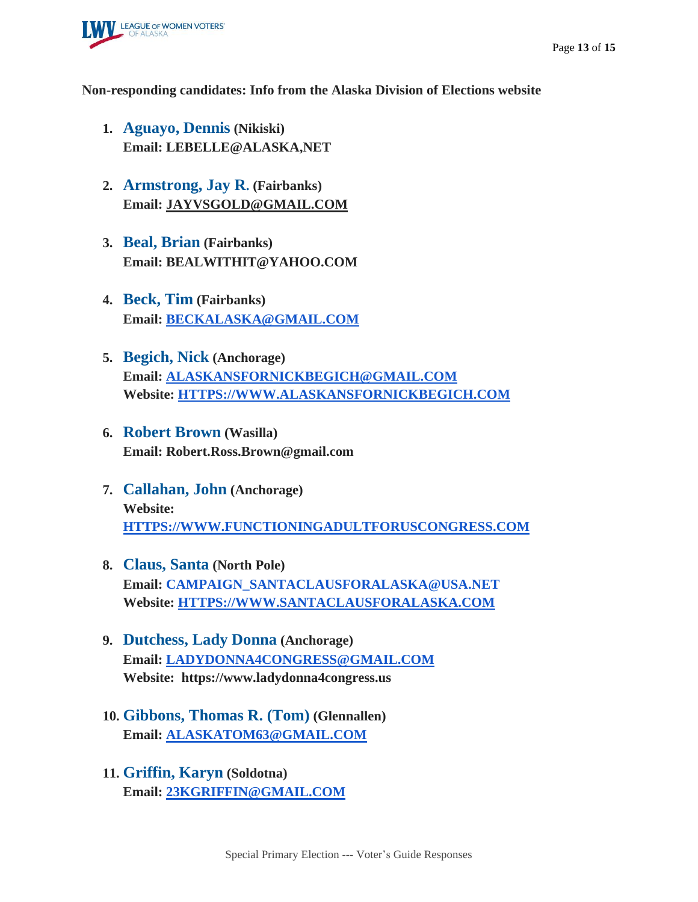**Non-responding candidates: Info from the Alaska Division of Elections website**

1. **Aguayo, Dennis** **(Nikiski)**
   **Email: LEBELLE@ALASKA,NET**

2. **Armstrong, Jay R.** **(Fairbanks)**
   **Email: JAYVSGOLD@GMAIL.COM**

3. **Beal, Brian** **(Fairbanks)**
   **Email: BEALWITHIT@YAHOO.COM**

4. **Beck, Tim** **(Fairbanks)**
   **Email: BECKALASKA@GMAIL.COM**

5. **Begich, Nick** **(Anchorage)**
   **Email: ALASKANSFORNICKBEGICH@GMAIL.COM**
   **Website: HTTPS://WWW.ALASKANSFORNICKBEGICH.COM**

6. **Robert Brown** **(Wasilla)**
   **Email: Robert.Ross.Brown@gmail.com**

7. **Callahan, John** **(Anchorage)**
   **Website: HTTPS://WWW.FUNCTIONINGADULTFORUSCONGRESS.COM**

8. **Claus, Santa** **(North Pole)**
   **Email: CAMPAIGN_SANTACLAUSFORALASKA@USA.NET**
   **Website: HTTPS://WWW.SANTACLAUSFORALASKA.COM**

9. **Dutchess, Lady Donna** **(Anchorage)**
   **Email: LADYDONNA4CONGRESS@GMAIL.COM**
   **Website: https://www.ladydonna4congress.us**

10. **Gibbons, Thomas R. (Tom)** **(Glennallen)**
    **Email: ALASKATOM63@GMAIL.COM**

11. **Griffin, Karyn** **(Soldotna)**
    **Email: 23KGRIFFIN@GMAIL.COM**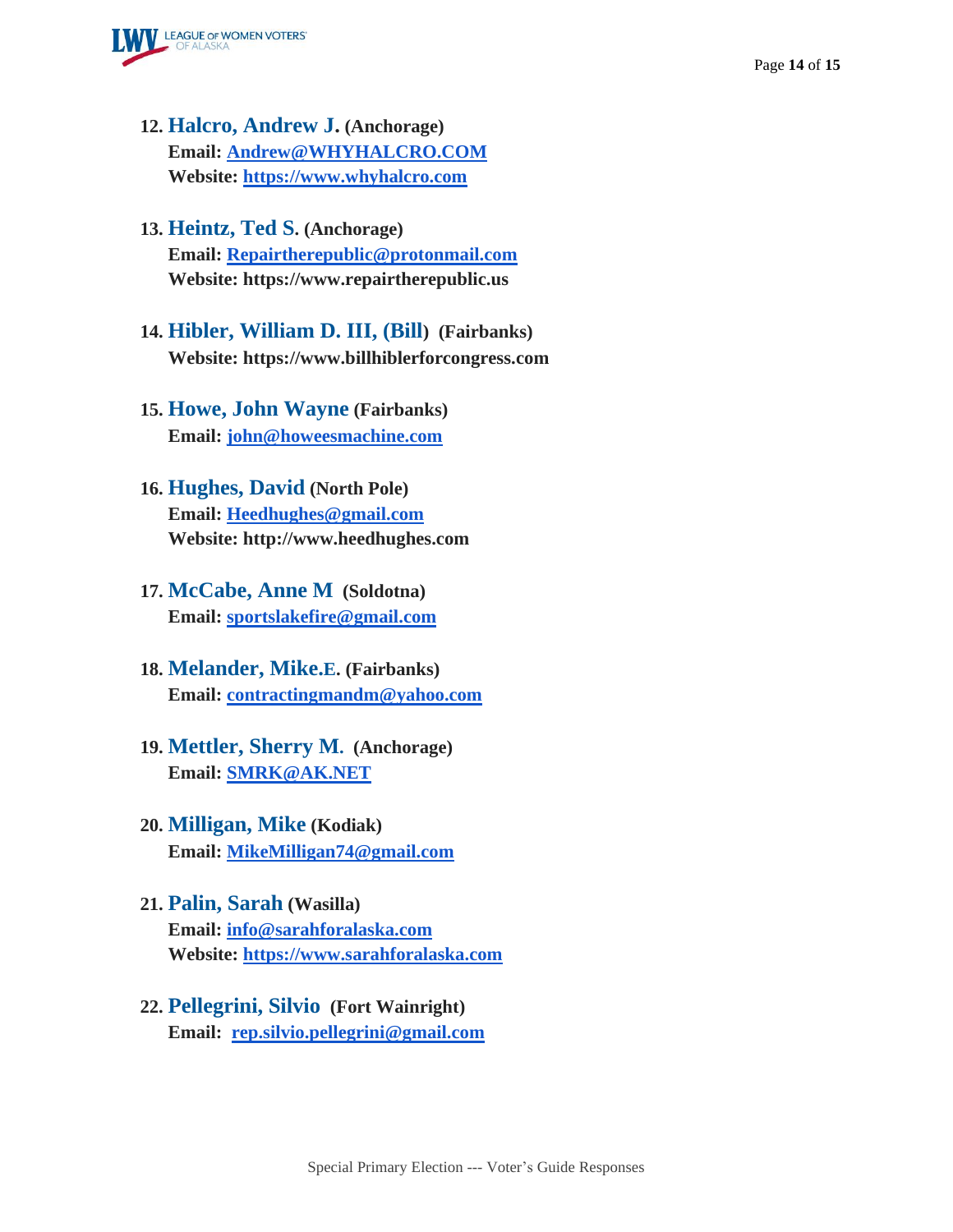12. **Halcro, Andrew J. (Anchorage)**
    **Email: Andrew@WHYHALCRO.COM**
    **Website: https://www.whyhalcro.com**

13. **Heintz, Ted S. (Anchorage)**
    **Email: Repairtherepublic@protonmail.com**
    **Website: https://www.repairtherepublic.us**

14. **Hibler, William D. III, (Bill) (Fairbanks)**
    **Website: https://www.billhiblerforcongress.com**

15. **Howe, John Wayne (Fairbanks)**
    **Email: john@howeesmachine.com**

16. **Hughes, David (North Pole)**
    **Email: Heedhughes@gmail.com**
    **Website: http://www.heedhughes.com**

17. **McCabe, Anne M (Soldotna)**
    **Email: sportslakefire@gmail.com**

18. **Melander, Mike.E. (Fairbanks)**
    **Email: contractingmandm@yahoo.com**

19. **Mettler, Sherry M. (Anchorage)**
    **Email: SMRK@AK.NET**

20. **Milligan, Mike (Kodiak)**
    **Email: MikeMilligan74@gmail.com**

21. **Palin, Sarah (Wasilla)**
    **Email: info@sarahforalaska.com**
    **Website: https://www.sarahforalaska.com**

22. **Pellegrini, Silvio (Fort Wainright)**
    **Email: rep.silvio.pellegrini@gmail.com**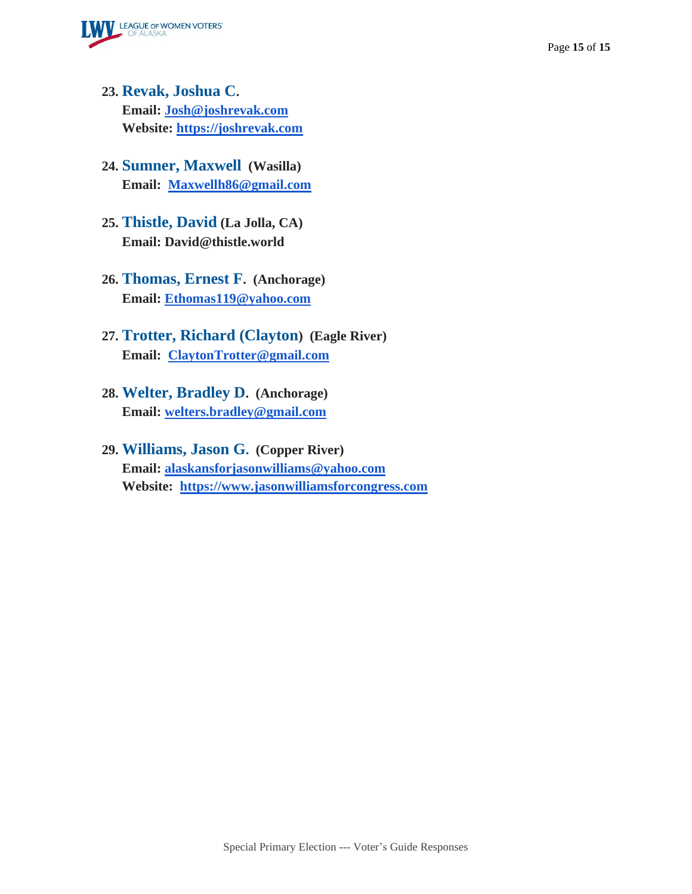23. **Revak, Joshua C.**
    **Email: Josh@joshrevak.com**
    **Website: https://joshrevak.com**

24. **Sumner, Maxwell (Wasilla)**
    **Email: Maxwellh86@gmail.com**

25. **Thistle, David (La Jolla, CA)**
    **Email: David@thistle.world**

26. **Thomas, Ernest F. (Anchorage)**
    **Email: Ethomas119@yahoo.com**

27. **Trotter, Richard (Clayton) (Eagle River)**
    **Email: ClaytonTrotter@gmail.com**

28. **Welter, Bradley D. (Anchorage)**
    **Email: welters.bradley@gmail.com**

29. **Williams, Jason G. (Copper River)**
    **Email: alaskansforjasonwilliams@yahoo.com**
    **Website: https://www.jasonwilliamsforcongress.com**